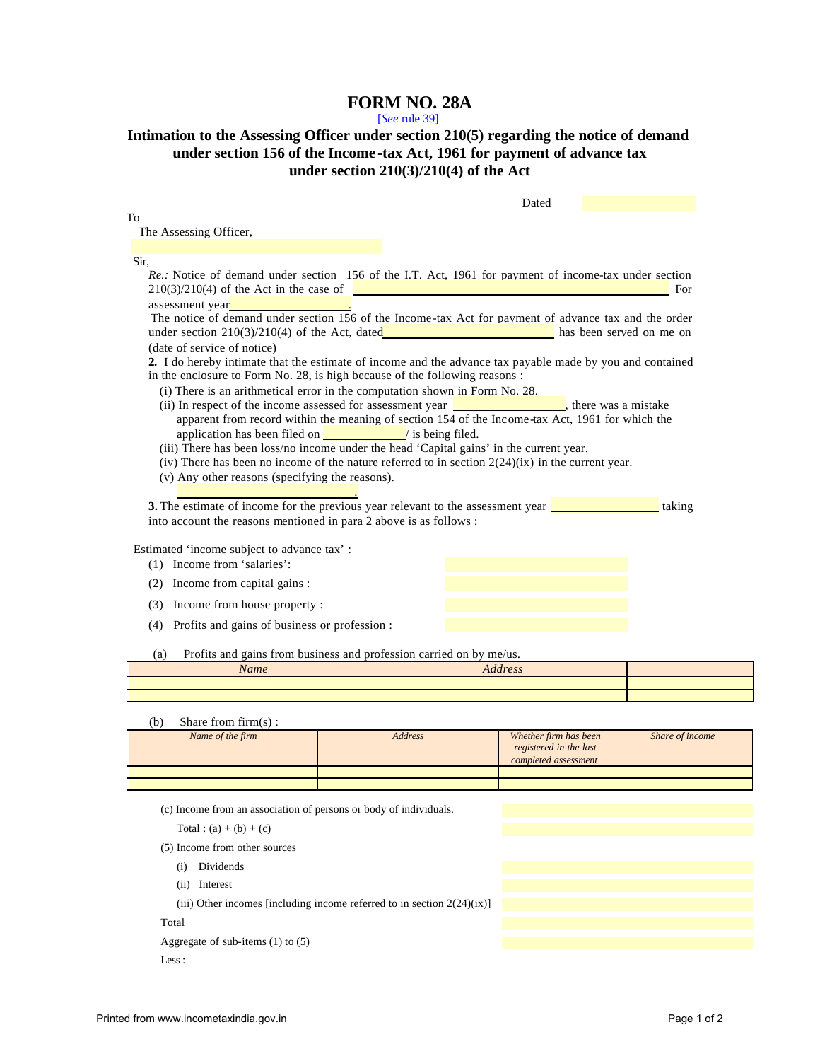# FORM NO. 28A

[*See* rule 39]

## Intimation to the Assessing Officer under section 210(5) regarding the notice of demand under section 156 of the Income-tax Act, 1961 for payment of advance tax under section 210(3)/210(4) of the Act

Dated ____________

To

The Assessing Officer,

____________

Sir,

*Re.:* Notice of demand under section 156 of the I.T. Act, 1961 for payment of income-tax under section 210(3)/210(4) of the Act in the case of ____________ For assessment year ____________.

The notice of demand under section 156 of the Income-tax Act for payment of advance tax and the order under section 210(3)/210(4) of the Act, dated ____________ has been served on me on (date of service of notice)

**2.** I do hereby intimate that the estimate of income and the advance tax payable made by you and contained in the enclosure to Form No. 28, is high because of the following reasons :

(i) There is an arithmetical error in the computation shown in Form No. 28.

(ii) In respect of the income assessed for assessment year ____________, there was a mistake apparent from record within the meaning of section 154 of the Income-tax Act, 1961 for which the application has been filed on ____________/ is being filed.

(iii) There has been loss/no income under the head 'Capital gains' in the current year.

(iv) There has been no income of the nature referred to in section 2(24)(ix) in the current year.

(v) Any other reasons (specifying the reasons).

____________.

**3.** The estimate of income for the previous year relevant to the assessment year ____________ taking into account the reasons mentioned in para 2 above is as follows :

Estimated 'income subject to advance tax' :

(1) Income from 'salaries': ____________

(2) Income from capital gains : ____________

(3) Income from house property : ____________

(4) Profits and gains of business or profession : ____________

(a) Profits and gains from business and profession carried on by me/us.

| *Name* | *Address* | |
|---|---|---|
| | | |
| | | |

(b) Share from firm(s) :

| *Name of the firm* | *Address* | *Whether firm has been registered in the last completed assessment* | *Share of income* |
|---|---|---|---|
| | | | |
| | | | |

(c) Income from an association of persons or body of individuals. ____________

Total : (a) + (b) + (c) ____________

(5) Income from other sources

(i) Dividends ____________

(ii) Interest ____________

(iii) Other incomes [including income referred to in section 2(24)(ix)] ____________

Total ____________

Aggregate of sub-items (1) to (5) ____________

Less :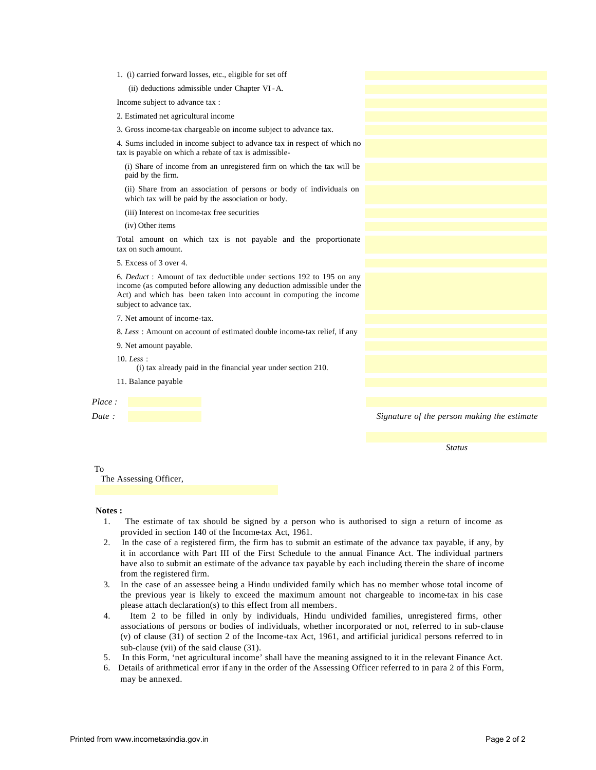1. (i) carried forward losses, etc., eligible for set off

   (ii) deductions admissible under Chapter VI-A.

Income subject to advance tax :

2. Estimated net agricultural income

3. Gross income-tax chargeable on income subject to advance tax.

4. Sums included in income subject to advance tax in respect of which no tax is payable on which a rebate of tax is admissible-

   (i) Share of income from an unregistered firm on which the tax will be paid by the firm.

   (ii) Share from an association of persons or body of individuals on which tax will be paid by the association or body.

   (iii) Interest on income-tax free securities

   (iv) Other items

Total amount on which tax is not payable and the proportionate tax on such amount.

5. Excess of 3 over 4.

6. *Deduct* : Amount of tax deductible under sections 192 to 195 on any income (as computed before allowing any deduction admissible under the Act) and which has been taken into account in computing the income subject to advance tax.

7. Net amount of income-tax.

8. *Less* : Amount on account of estimated double income-tax relief, if any

9. Net amount payable.

10. *Less* :
    (i) tax already paid in the financial year under section 210.

11. Balance payable

*Place :*

*Date :*

*Signature of the person making the estimate*

*Status*

To
The Assessing Officer,

**Notes :**

1. The estimate of tax should be signed by a person who is authorised to sign a return of income as provided in section 140 of the Income-tax Act, 1961.
2. In the case of a registered firm, the firm has to submit an estimate of the advance tax payable, if any, by it in accordance with Part III of the First Schedule to the annual Finance Act. The individual partners have also to submit an estimate of the advance tax payable by each including therein the share of income from the registered firm.
3. In the case of an assessee being a Hindu undivided family which has no member whose total income of the previous year is likely to exceed the maximum amount not chargeable to income-tax in his case please attach declaration(s) to this effect from all members.
4. Item 2 to be filled in only by individuals, Hindu undivided families, unregistered firms, other associations of persons or bodies of individuals, whether incorporated or not, referred to in sub-clause (v) of clause (31) of section 2 of the Income-tax Act, 1961, and artificial juridical persons referred to in sub-clause (vii) of the said clause (31).
5. In this Form, 'net agricultural income' shall have the meaning assigned to it in the relevant Finance Act.
6. Details of arithmetical error if any in the order of the Assessing Officer referred to in para 2 of this Form, may be annexed.

Printed from www.incometaxindia.gov.in